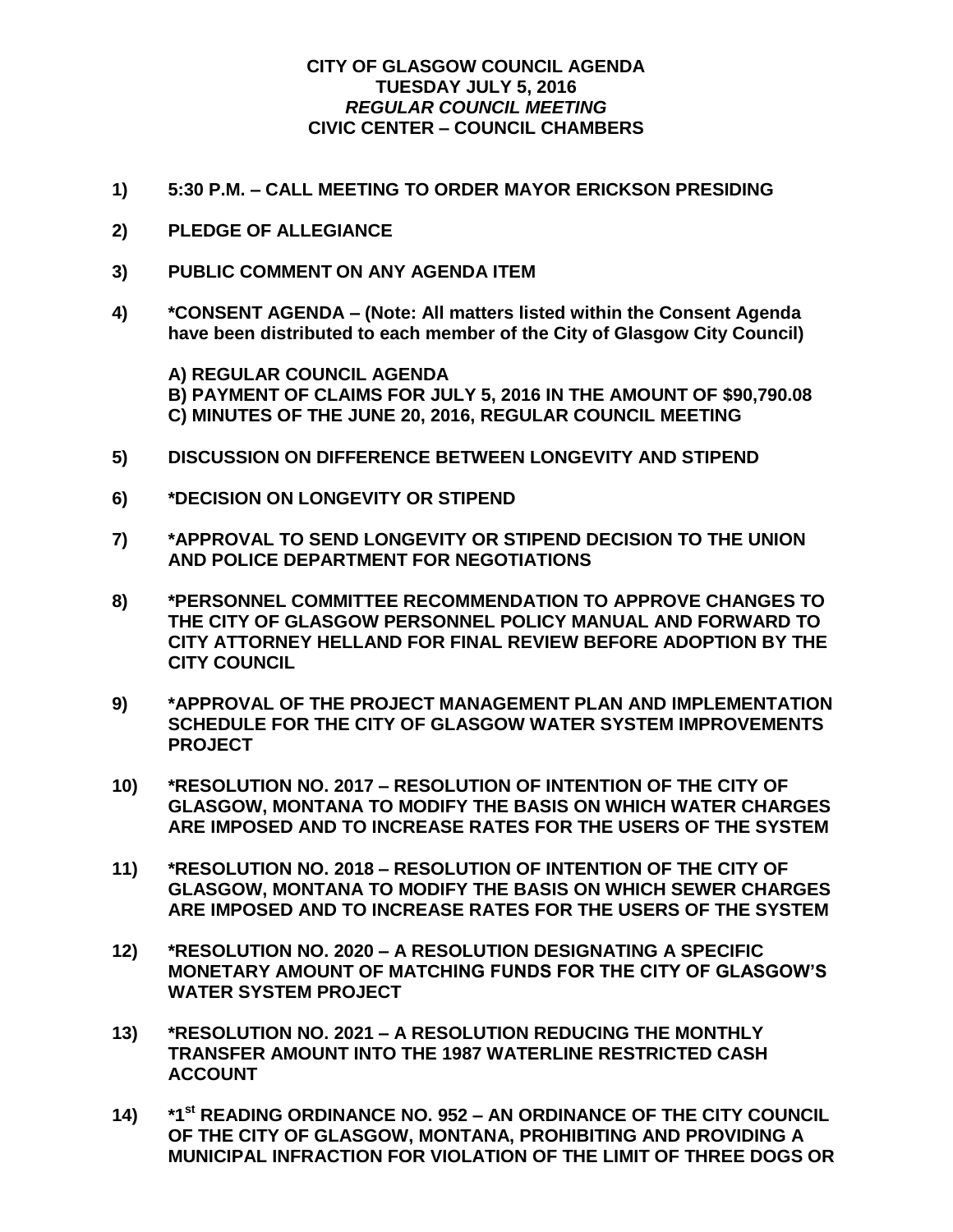**CITY OF GLASGOW COUNCIL AGENDA**
**TUESDAY JULY 5, 2016**
***REGULAR COUNCIL MEETING***
**CIVIC CENTER – COUNCIL CHAMBERS**

**1) 5:30 P.M. – CALL MEETING TO ORDER MAYOR ERICKSON PRESIDING**

**2) PLEDGE OF ALLEGIANCE**

**3) PUBLIC COMMENT ON ANY AGENDA ITEM**

**4) *CONSENT AGENDA – (Note: All matters listed within the Consent Agenda have been distributed to each member of the City of Glasgow City Council)**

**A) REGULAR COUNCIL AGENDA**
**B) PAYMENT OF CLAIMS FOR JULY 5, 2016 IN THE AMOUNT OF $90,790.08**
**C) MINUTES OF THE JUNE 20, 2016, REGULAR COUNCIL MEETING**

**5) DISCUSSION ON DIFFERENCE BETWEEN LONGEVITY AND STIPEND**

**6) *DECISION ON LONGEVITY OR STIPEND**

**7) *APPROVAL TO SEND LONGEVITY OR STIPEND DECISION TO THE UNION AND POLICE DEPARTMENT FOR NEGOTIATIONS**

**8) *PERSONNEL COMMITTEE RECOMMENDATION TO APPROVE CHANGES TO THE CITY OF GLASGOW PERSONNEL POLICY MANUAL AND FORWARD TO CITY ATTORNEY HELLAND FOR FINAL REVIEW BEFORE ADOPTION BY THE CITY COUNCIL**

**9) *APPROVAL OF THE PROJECT MANAGEMENT PLAN AND IMPLEMENTATION SCHEDULE FOR THE CITY OF GLASGOW WATER SYSTEM IMPROVEMENTS PROJECT**

**10) *RESOLUTION NO. 2017 – RESOLUTION OF INTENTION OF THE CITY OF GLASGOW, MONTANA TO MODIFY THE BASIS ON WHICH WATER CHARGES ARE IMPOSED AND TO INCREASE RATES FOR THE USERS OF THE SYSTEM**

**11) *RESOLUTION NO. 2018 – RESOLUTION OF INTENTION OF THE CITY OF GLASGOW, MONTANA TO MODIFY THE BASIS ON WHICH SEWER CHARGES ARE IMPOSED AND TO INCREASE RATES FOR THE USERS OF THE SYSTEM**

**12) *RESOLUTION NO. 2020 – A RESOLUTION DESIGNATING A SPECIFIC MONETARY AMOUNT OF MATCHING FUNDS FOR THE CITY OF GLASGOW'S WATER SYSTEM PROJECT**

**13) *RESOLUTION NO. 2021 – A RESOLUTION REDUCING THE MONTHLY TRANSFER AMOUNT INTO THE 1987 WATERLINE RESTRICTED CASH ACCOUNT**

**14) *1st READING ORDINANCE NO. 952 – AN ORDINANCE OF THE CITY COUNCIL OF THE CITY OF GLASGOW, MONTANA, PROHIBITING AND PROVIDING A MUNICIPAL INFRACTION FOR VIOLATION OF THE LIMIT OF THREE DOGS OR**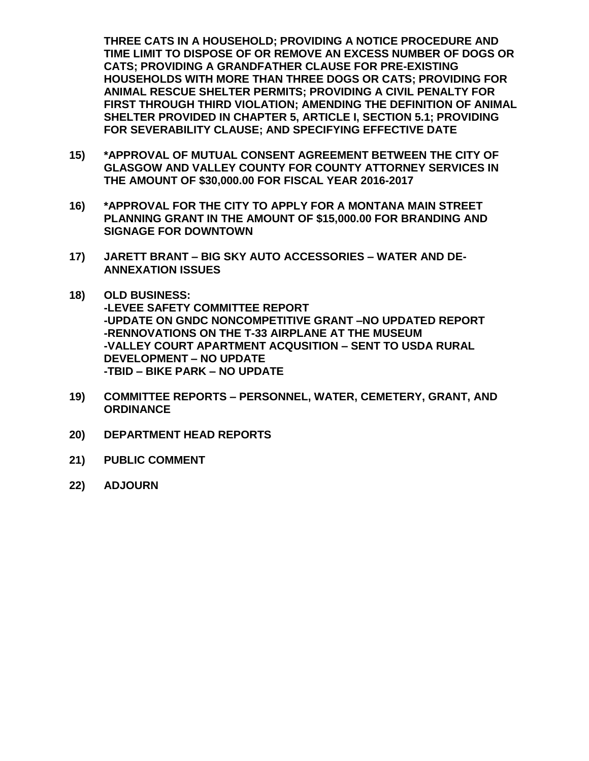**THREE CATS IN A HOUSEHOLD; PROVIDING A NOTICE PROCEDURE AND TIME LIMIT TO DISPOSE OF OR REMOVE AN EXCESS NUMBER OF DOGS OR CATS; PROVIDING A GRANDFATHER CLAUSE FOR PRE-EXISTING HOUSEHOLDS WITH MORE THAN THREE DOGS OR CATS; PROVIDING FOR ANIMAL RESCUE SHELTER PERMITS; PROVIDING A CIVIL PENALTY FOR FIRST THROUGH THIRD VIOLATION; AMENDING THE DEFINITION OF ANIMAL SHELTER PROVIDED IN CHAPTER 5, ARTICLE I, SECTION 5.1; PROVIDING FOR SEVERABILITY CLAUSE; AND SPECIFYING EFFECTIVE DATE**

**15) \*APPROVAL OF MUTUAL CONSENT AGREEMENT BETWEEN THE CITY OF GLASGOW AND VALLEY COUNTY FOR COUNTY ATTORNEY SERVICES IN THE AMOUNT OF $30,000.00 FOR FISCAL YEAR 2016-2017**

**16) \*APPROVAL FOR THE CITY TO APPLY FOR A MONTANA MAIN STREET PLANNING GRANT IN THE AMOUNT OF $15,000.00 FOR BRANDING AND SIGNAGE FOR DOWNTOWN**

**17) JARETT BRANT – BIG SKY AUTO ACCESSORIES – WATER AND DE-ANNEXATION ISSUES**

**18) OLD BUSINESS:**
**-LEVEE SAFETY COMMITTEE REPORT**
**-UPDATE ON GNDC NONCOMPETITIVE GRANT –NO UPDATED REPORT**
**-RENNOVATIONS ON THE T-33 AIRPLANE AT THE MUSEUM**
**-VALLEY COURT APARTMENT ACQUSITION – SENT TO USDA RURAL DEVELOPMENT – NO UPDATE**
**-TBID – BIKE PARK – NO UPDATE**

**19) COMMITTEE REPORTS – PERSONNEL, WATER, CEMETERY, GRANT, AND ORDINANCE**

**20) DEPARTMENT HEAD REPORTS**

**21) PUBLIC COMMENT**

**22) ADJOURN**